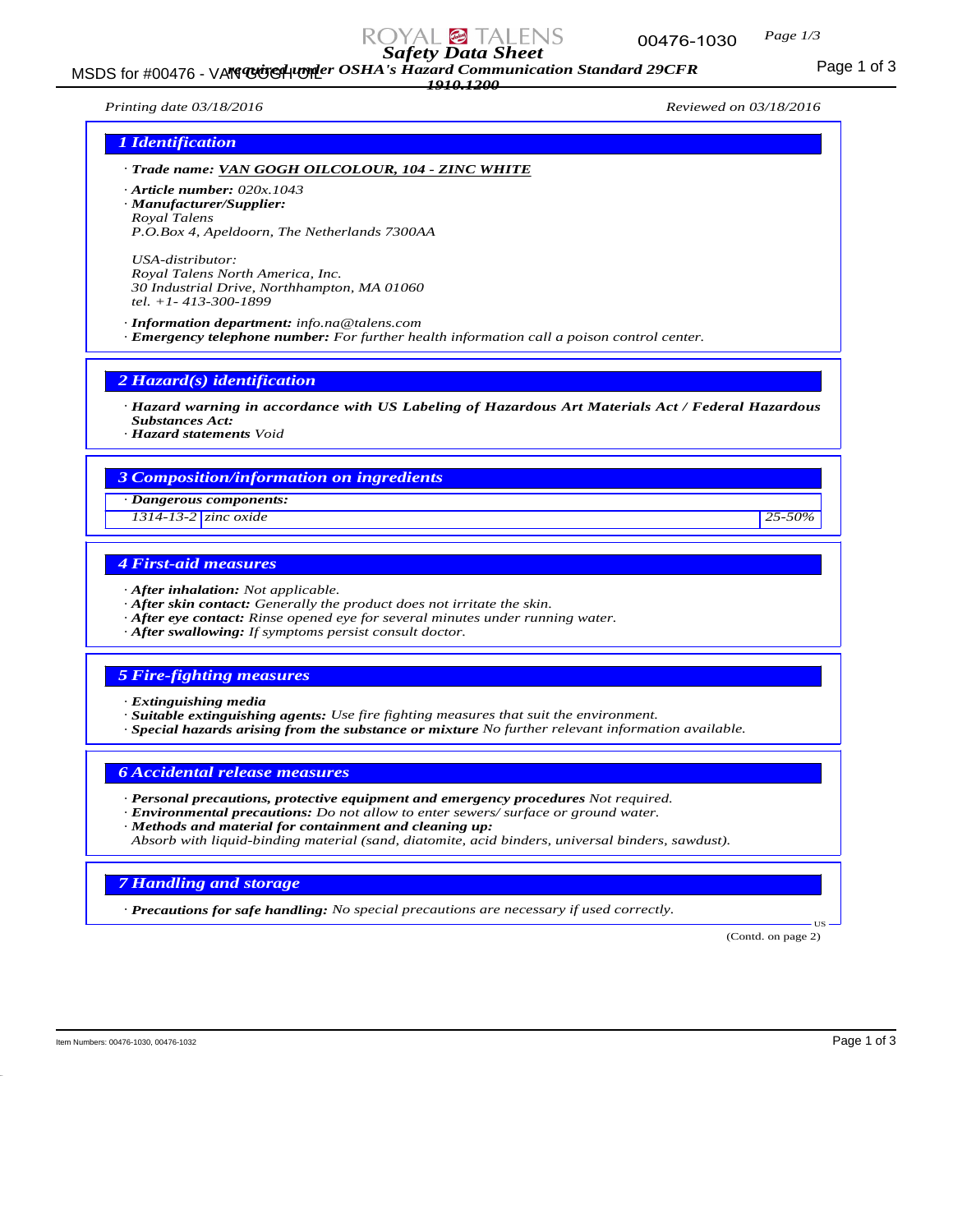# Safety Data Sheet

required under OSHA's Hazard Communication Standard 29CFR 1910.1200

Printing date 03/18/2016 | Reviewed on 03/18/2016

## 1 Identification

· **Trade name:** **VAN GOGH OILCOLOUR, 104 - ZINC WHITE**

· **Article number:** 020x.1043

· **Manufacturer/Supplier:**
Royal Talens
P.O.Box 4, Apeldoorn, The Netherlands 7300AA

USA-distributor:
Royal Talens North America, Inc.
30 Industrial Drive, Northhampton, MA 01060
tel. +1- 413-300-1899

· **Information department:** info.na@talens.com
· **Emergency telephone number:** For further health information call a poison control center.

## 2 Hazard(s) identification

· **Hazard warning in accordance with US Labeling of Hazardous Art Materials Act / Federal Hazardous Substances Act:**
· **Hazard statements** Void

## 3 Composition/information on ingredients

· **Dangerous components:**

| | | |
|---|---|---|
| 1314-13-2 | zinc oxide | 25-50% |

## 4 First-aid measures

· **After inhalation:** Not applicable.
· **After skin contact:** Generally the product does not irritate the skin.
· **After eye contact:** Rinse opened eye for several minutes under running water.
· **After swallowing:** If symptoms persist consult doctor.

## 5 Fire-fighting measures

· **Extinguishing media**
· **Suitable extinguishing agents:** Use fire fighting measures that suit the environment.
· **Special hazards arising from the substance or mixture** No further relevant information available.

## 6 Accidental release measures

· **Personal precautions, protective equipment and emergency procedures** Not required.
· **Environmental precautions:** Do not allow to enter sewers/ surface or ground water.
· **Methods and material for containment and cleaning up:**
Absorb with liquid-binding material (sand, diatomite, acid binders, universal binders, sawdust).

## 7 Handling and storage

· **Precautions for safe handling:** No special precautions are necessary if used correctly.

(Contd. on page 2)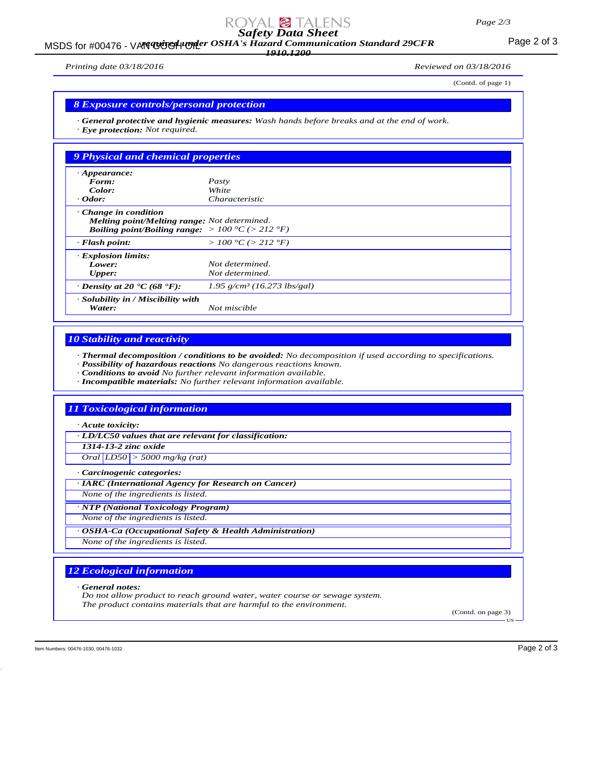(Contd. of page 1)

## 8 Exposure controls/personal protection

· **General protective and hygienic measures:** *Wash hands before breaks and at the end of work.*
· **Eye protection:** *Not required.*

## 9 Physical and chemical properties

| | |
|---|---|
| · **Appearance:** | |
| **Form:** | *Pasty* |
| **Color:** | *White* |
| · **Odor:** | *Characteristic* |
| · **Change in condition** | |
| **Melting point/Melting range:** | *Not determined.* |
| **Boiling point/Boiling range:** | *> 100 °C (> 212 °F)* |
| · **Flash point:** | *> 100 °C (> 212 °F)* |
| · **Explosion limits:** | |
| **Lower:** | *Not determined.* |
| **Upper:** | *Not determined.* |
| · **Density at 20 °C (68 °F):** | *1.95 g/cm³ (16.273 lbs/gal)* |
| · **Solubility in / Miscibility with** | |
| **Water:** | *Not miscible* |

## 10 Stability and reactivity

· **Thermal decomposition / conditions to be avoided:** *No decomposition if used according to specifications.*
· **Possibility of hazardous reactions** *No dangerous reactions known.*
· **Conditions to avoid** *No further relevant information available.*
· **Incompatible materials:** *No further relevant information available.*

## 11 Toxicological information

· **Acute toxicity:**

· **LD/LC50 values that are relevant for classification:**

**1314-13-2 zinc oxide**

| | | |
|---|---|---|
| Oral | LD50 | > 5000 mg/kg (rat) |

· **Carcinogenic categories:**

· **IARC (International Agency for Research on Cancer)**

*None of the ingredients is listed.*

· **NTP (National Toxicology Program)**

*None of the ingredients is listed.*

· **OSHA-Ca (Occupational Safety & Health Administration)**

*None of the ingredients is listed.*

## 12 Ecological information

· **General notes:**
*Do not allow product to reach ground water, water course or sewage system.*
*The product contains materials that are harmful to the environment.*

(Contd. on page 3)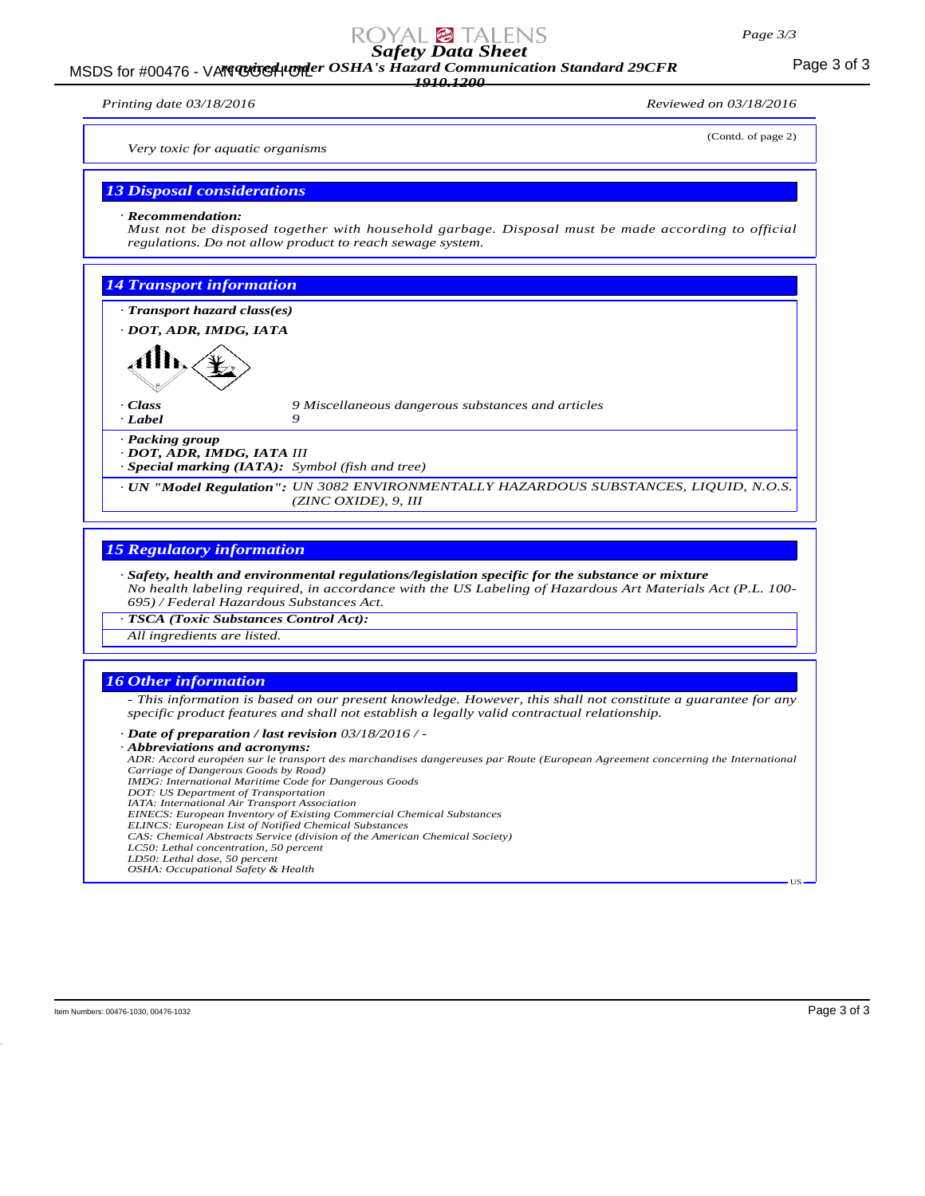(Contd. of page 2)

Very toxic for aquatic organisms

## 13 Disposal considerations

· **Recommendation:**
Must not be disposed together with household garbage. Disposal must be made according to official regulations. Do not allow product to reach sewage system.

## 14 Transport information

· **Transport hazard class(es)**

· **DOT, ADR, IMDG, IATA**

· **Class** 9 Miscellaneous dangerous substances and articles
· **Label** 9

· **Packing group**
· **DOT, ADR, IMDG, IATA** III
· **Special marking (IATA):** Symbol (fish and tree)

· **UN "Model Regulation":** UN 3082 ENVIRONMENTALLY HAZARDOUS SUBSTANCES, LIQUID, N.O.S. (ZINC OXIDE), 9, III

## 15 Regulatory information

· **Safety, health and environmental regulations/legislation specific for the substance or mixture**
No health labeling required, in accordance with the US Labeling of Hazardous Art Materials Act (P.L. 100-695) / Federal Hazardous Substances Act.

· **TSCA (Toxic Substances Control Act):**
All ingredients are listed.

## 16 Other information

- This information is based on our present knowledge. However, this shall not constitute a guarantee for any specific product features and shall not establish a legally valid contractual relationship.

· **Date of preparation / last revision** 03/18/2016 / -

· **Abbreviations and acronyms:**
ADR: Accord européen sur le transport des marchandises dangereuses par Route (European Agreement concerning the International Carriage of Dangerous Goods by Road)
IMDG: International Maritime Code for Dangerous Goods
DOT: US Department of Transportation
IATA: International Air Transport Association
EINECS: European Inventory of Existing Commercial Chemical Substances
ELINCS: European List of Notified Chemical Substances
CAS: Chemical Abstracts Service (division of the American Chemical Society)
LC50: Lethal concentration, 50 percent
LD50: Lethal dose, 50 percent
OSHA: Occupational Safety & Health

Item Numbers: 00476-1030, 00476-1032